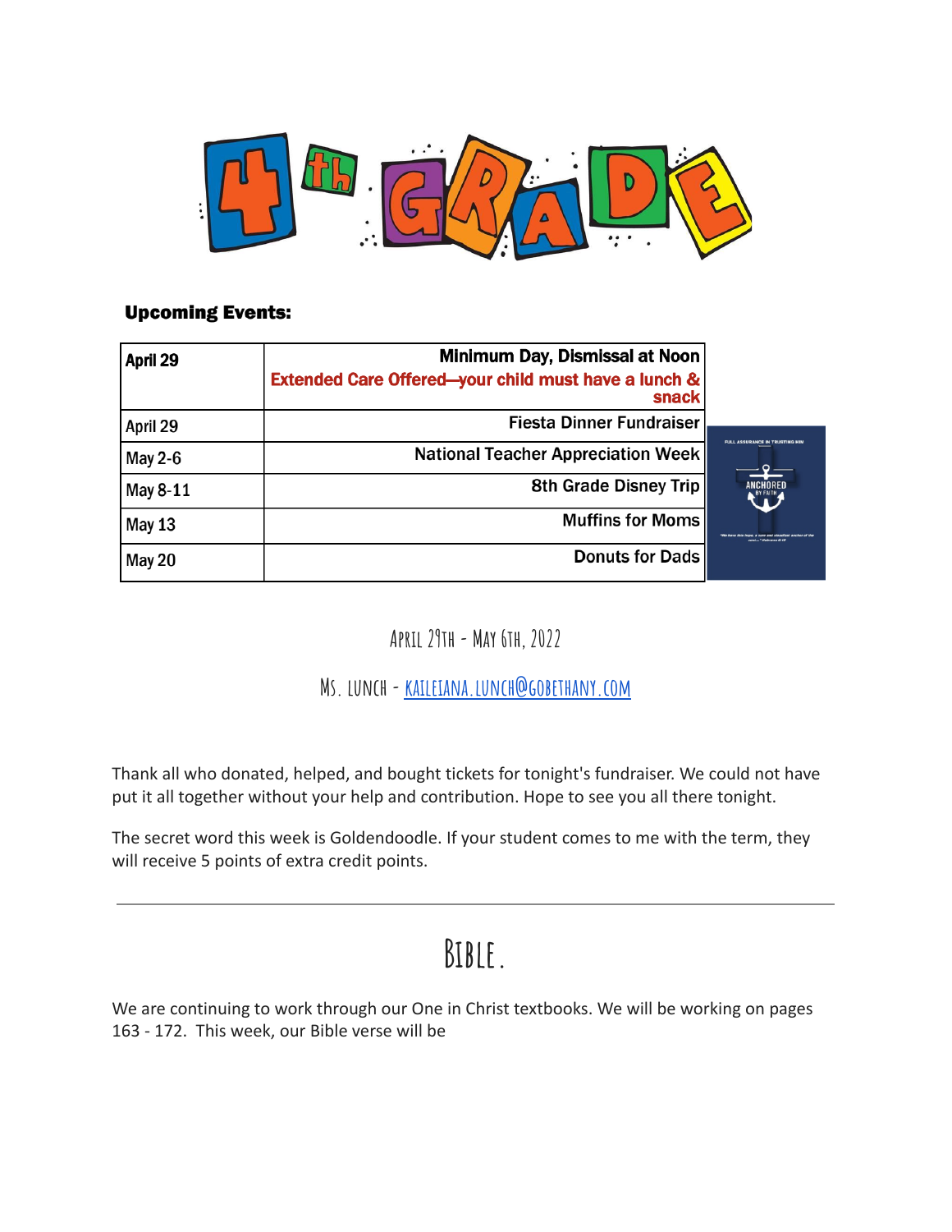# 4th GRADE

**Upcoming Events:**

| April 29 | **Minimum Day, Dismissal at Noon** **Extended Care Offered—your child must have a lunch & snack** |
|---|---|
| April 29 | **Fiesta Dinner Fundraiser** |
| May 2-6 | **National Teacher Appreciation Week** |
| May 8-11 | **8th Grade Disney Trip** |
| May 13 | **Muffins for Moms** |
| May 20 | **Donuts for Dads** |

April 29th - May 6th, 2022

Ms. Lunch - kaileiana.lunch@gobethany.com

Thank all who donated, helped, and bought tickets for tonight's fundraiser. We could not have put it all together without your help and contribution. Hope to see you all there tonight.

The secret word this week is Goldendoodle. If your student comes to me with the term, they will receive 5 points of extra credit points.

---

## Bible.

We are continuing to work through our One in Christ textbooks. We will be working on pages 163 - 172. This week, our Bible verse will be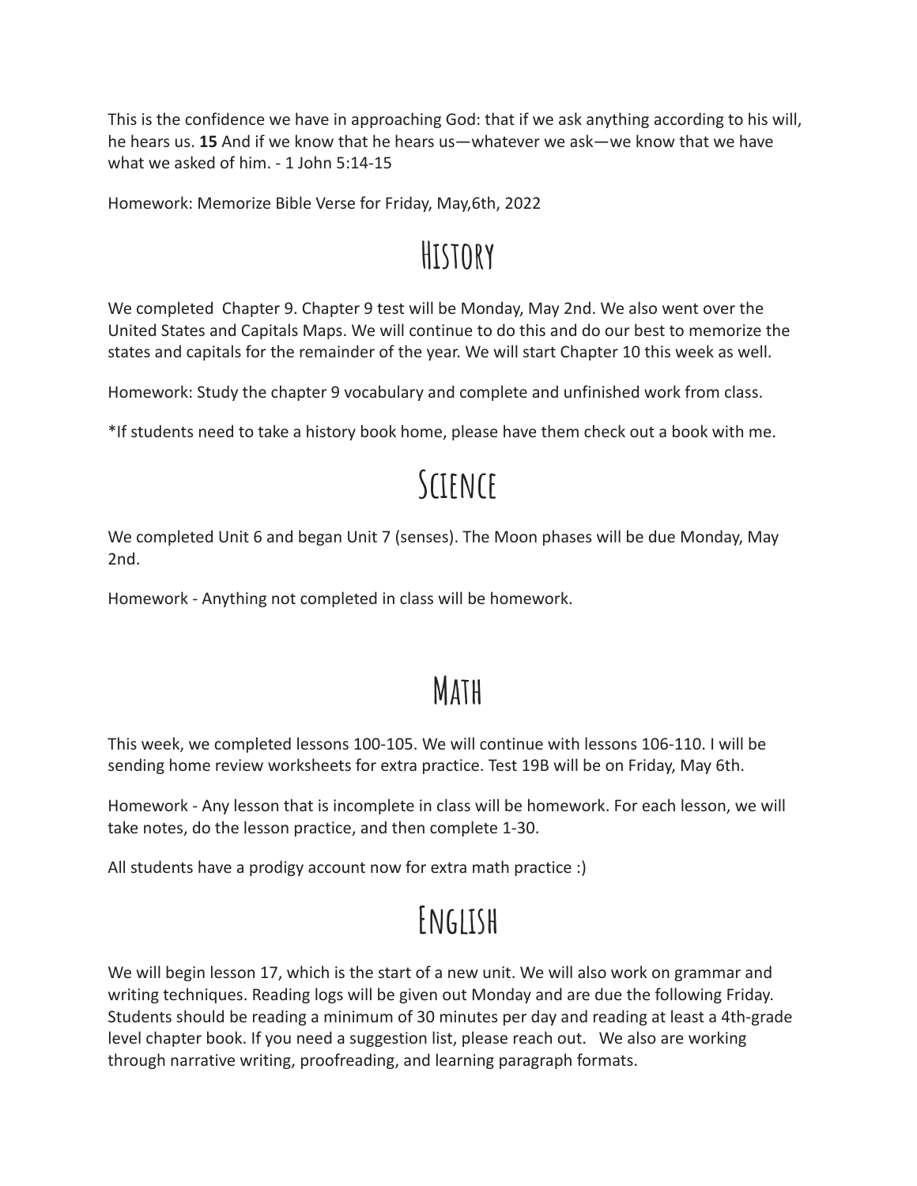This is the confidence we have in approaching God: that if we ask anything according to his will, he hears us. **15** And if we know that he hears us—whatever we ask—we know that we have what we asked of him. - 1 John 5:14-15

Homework: Memorize Bible Verse for Friday, May,6th, 2022

# History

We completed  Chapter 9. Chapter 9 test will be Monday, May 2nd. We also went over the United States and Capitals Maps. We will continue to do this and do our best to memorize the states and capitals for the remainder of the year. We will start Chapter 10 this week as well.

Homework: Study the chapter 9 vocabulary and complete and unfinished work from class.

*If students need to take a history book home, please have them check out a book with me.

# Science

We completed Unit 6 and began Unit 7 (senses). The Moon phases will be due Monday, May 2nd.

Homework - Anything not completed in class will be homework.

# Math

This week, we completed lessons 100-105. We will continue with lessons 106-110. I will be sending home review worksheets for extra practice. Test 19B will be on Friday, May 6th.

Homework - Any lesson that is incomplete in class will be homework. For each lesson, we will take notes, do the lesson practice, and then complete 1-30.

All students have a prodigy account now for extra math practice :)

# English

We will begin lesson 17, which is the start of a new unit. We will also work on grammar and writing techniques. Reading logs will be given out Monday and are due the following Friday. Students should be reading a minimum of 30 minutes per day and reading at least a 4th-grade level chapter book. If you need a suggestion list, please reach out.   We also are working through narrative writing, proofreading, and learning paragraph formats.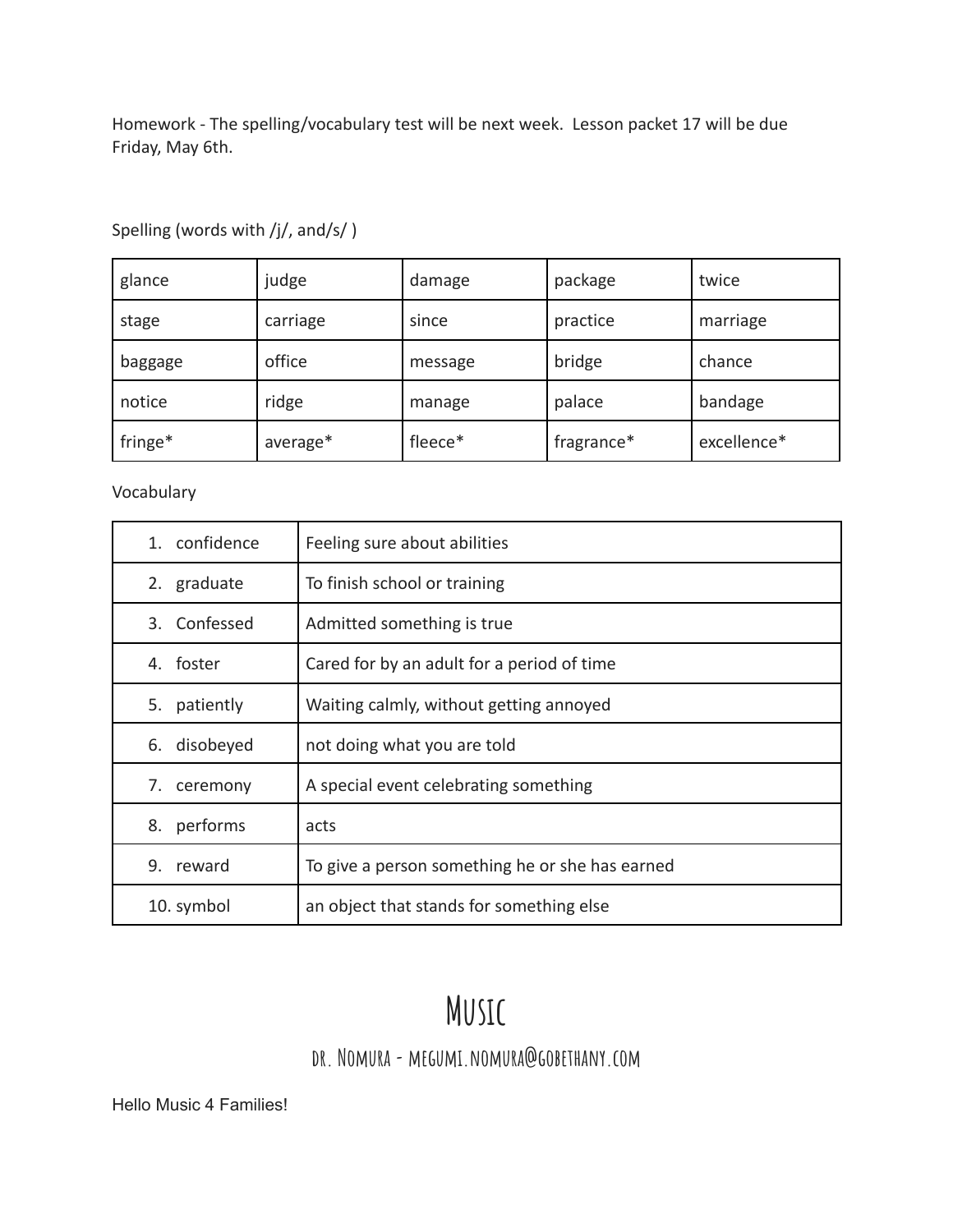Homework - The spelling/vocabulary test will be next week. Lesson packet 17 will be due Friday, May 6th.

Spelling (words with /j/, and/s/ )

| glance | judge | damage | package | twice |
|---|---|---|---|---|
| stage | carriage | since | practice | marriage |
| baggage | office | message | bridge | chance |
| notice | ridge | manage | palace | bandage |
| fringe* | average* | fleece* | fragrance* | excellence* |

Vocabulary

| Word | Definition |
|---|---|
| 1. confidence | Feeling sure about abilities |
| 2. graduate | To finish school or training |
| 3. Confessed | Admitted something is true |
| 4. foster | Cared for by an adult for a period of time |
| 5. patiently | Waiting calmly, without getting annoyed |
| 6. disobeyed | not doing what you are told |
| 7. ceremony | A special event celebrating something |
| 8. performs | acts |
| 9. reward | To give a person something he or she has earned |
| 10. symbol | an object that stands for something else |

# Music

## dr. Nomura - megumi.nomura@gobethany.com

Hello Music 4 Families!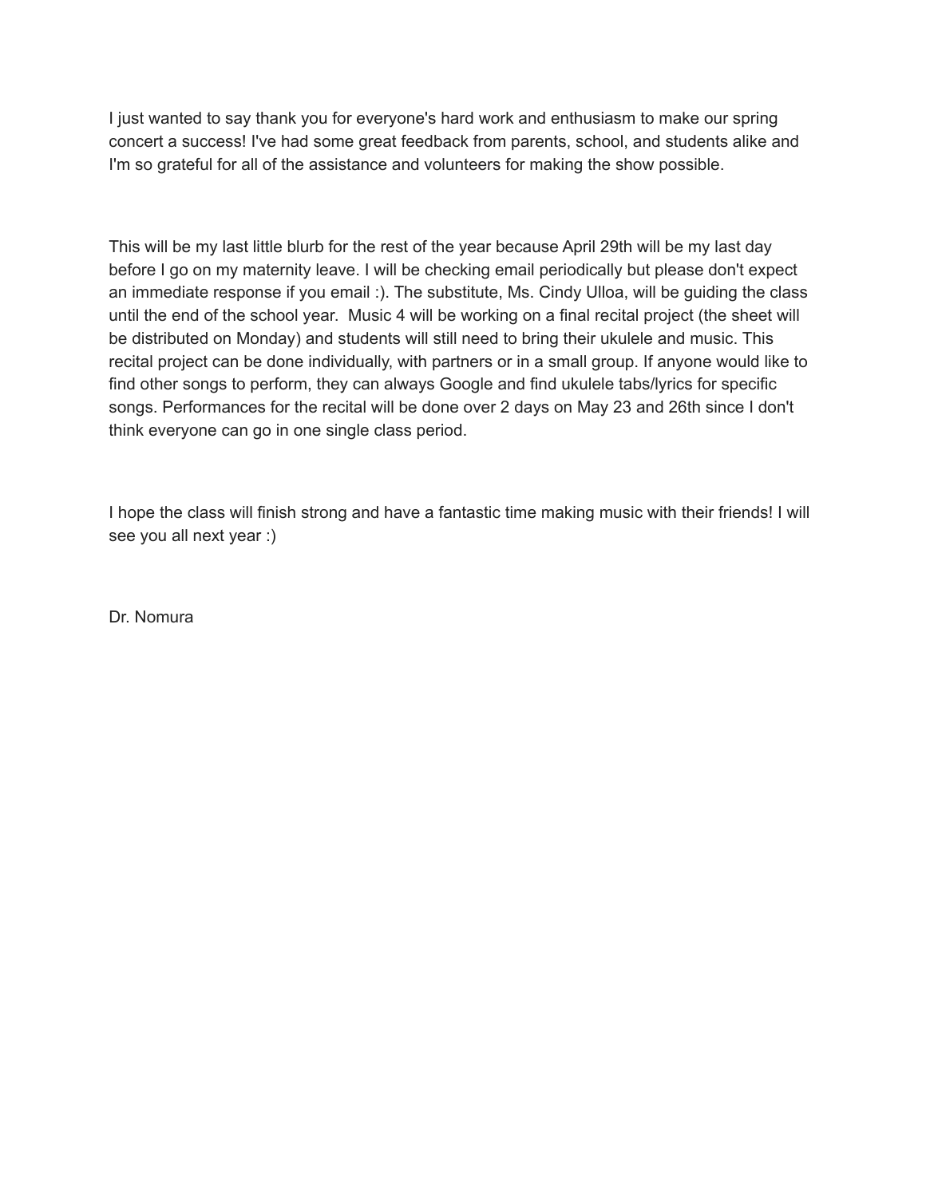I just wanted to say thank you for everyone's hard work and enthusiasm to make our spring concert a success! I've had some great feedback from parents, school, and students alike and I'm so grateful for all of the assistance and volunteers for making the show possible.

This will be my last little blurb for the rest of the year because April 29th will be my last day before I go on my maternity leave. I will be checking email periodically but please don't expect an immediate response if you email :). The substitute, Ms. Cindy Ulloa, will be guiding the class until the end of the school year. Music 4 will be working on a final recital project (the sheet will be distributed on Monday) and students will still need to bring their ukulele and music. This recital project can be done individually, with partners or in a small group. If anyone would like to find other songs to perform, they can always Google and find ukulele tabs/lyrics for specific songs. Performances for the recital will be done over 2 days on May 23 and 26th since I don't think everyone can go in one single class period.

I hope the class will finish strong and have a fantastic time making music with their friends! I will see you all next year :)

Dr. Nomura